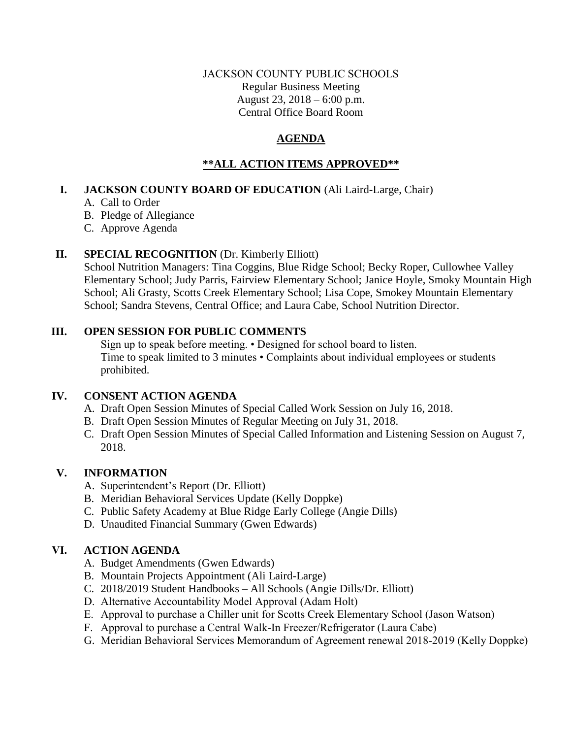JACKSON COUNTY PUBLIC SCHOOLS
Regular Business Meeting
August 23, 2018 – 6:00 p.m.
Central Office Board Room

# AGENDA

## **\*\*ALL ACTION ITEMS APPROVED\*\***

**I. JACKSON COUNTY BOARD OF EDUCATION** (Ali Laird-Large, Chair)

A. Call to Order
B. Pledge of Allegiance
C. Approve Agenda

**II. SPECIAL RECOGNITION** (Dr. Kimberly Elliott)

School Nutrition Managers: Tina Coggins, Blue Ridge School; Becky Roper, Cullowhee Valley Elementary School; Judy Parris, Fairview Elementary School; Janice Hoyle, Smoky Mountain High School; Ali Grasty, Scotts Creek Elementary School; Lisa Cope, Smokey Mountain Elementary School; Sandra Stevens, Central Office; and Laura Cabe, School Nutrition Director.

**III. OPEN SESSION FOR PUBLIC COMMENTS**

Sign up to speak before meeting. • Designed for school board to listen.
Time to speak limited to 3 minutes • Complaints about individual employees or students prohibited.

**IV. CONSENT ACTION AGENDA**

A. Draft Open Session Minutes of Special Called Work Session on July 16, 2018.
B. Draft Open Session Minutes of Regular Meeting on July 31, 2018.
C. Draft Open Session Minutes of Special Called Information and Listening Session on August 7, 2018.

**V. INFORMATION**

A. Superintendent's Report (Dr. Elliott)
B. Meridian Behavioral Services Update (Kelly Doppke)
C. Public Safety Academy at Blue Ridge Early College (Angie Dills)
D. Unaudited Financial Summary (Gwen Edwards)

**VI. ACTION AGENDA**

A. Budget Amendments (Gwen Edwards)
B. Mountain Projects Appointment (Ali Laird-Large)
C. 2018/2019 Student Handbooks – All Schools (Angie Dills/Dr. Elliott)
D. Alternative Accountability Model Approval (Adam Holt)
E. Approval to purchase a Chiller unit for Scotts Creek Elementary School (Jason Watson)
F. Approval to purchase a Central Walk-In Freezer/Refrigerator (Laura Cabe)
G. Meridian Behavioral Services Memorandum of Agreement renewal 2018-2019 (Kelly Doppke)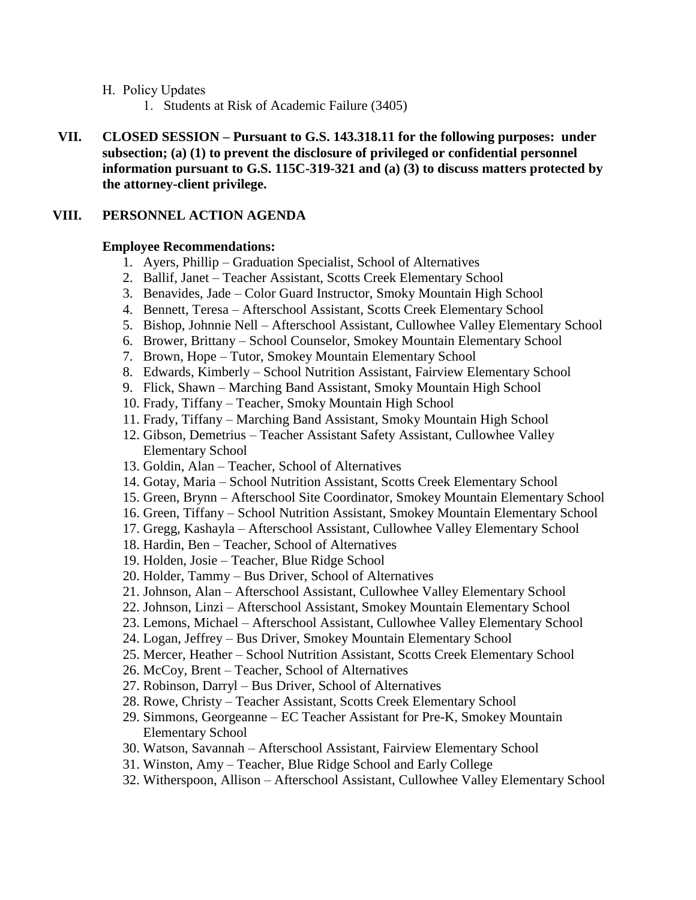H. Policy Updates
   1. Students at Risk of Academic Failure (3405)

**VII. CLOSED SESSION – Pursuant to G.S. 143.318.11 for the following purposes: under subsection; (a) (1) to prevent the disclosure of privileged or confidential personnel information pursuant to G.S. 115C-319-321 and (a) (3) to discuss matters protected by the attorney-client privilege.**

**VIII. PERSONNEL ACTION AGENDA**

**Employee Recommendations:**

1. Ayers, Phillip – Graduation Specialist, School of Alternatives
2. Ballif, Janet – Teacher Assistant, Scotts Creek Elementary School
3. Benavides, Jade – Color Guard Instructor, Smoky Mountain High School
4. Bennett, Teresa – Afterschool Assistant, Scotts Creek Elementary School
5. Bishop, Johnnie Nell – Afterschool Assistant, Cullowhee Valley Elementary School
6. Brower, Brittany – School Counselor, Smokey Mountain Elementary School
7. Brown, Hope – Tutor, Smokey Mountain Elementary School
8. Edwards, Kimberly – School Nutrition Assistant, Fairview Elementary School
9. Flick, Shawn – Marching Band Assistant, Smoky Mountain High School
10. Frady, Tiffany – Teacher, Smoky Mountain High School
11. Frady, Tiffany – Marching Band Assistant, Smoky Mountain High School
12. Gibson, Demetrius – Teacher Assistant Safety Assistant, Cullowhee Valley Elementary School
13. Goldin, Alan – Teacher, School of Alternatives
14. Gotay, Maria – School Nutrition Assistant, Scotts Creek Elementary School
15. Green, Brynn – Afterschool Site Coordinator, Smokey Mountain Elementary School
16. Green, Tiffany – School Nutrition Assistant, Smokey Mountain Elementary School
17. Gregg, Kashayla – Afterschool Assistant, Cullowhee Valley Elementary School
18. Hardin, Ben – Teacher, School of Alternatives
19. Holden, Josie – Teacher, Blue Ridge School
20. Holder, Tammy – Bus Driver, School of Alternatives
21. Johnson, Alan – Afterschool Assistant, Cullowhee Valley Elementary School
22. Johnson, Linzi – Afterschool Assistant, Smokey Mountain Elementary School
23. Lemons, Michael – Afterschool Assistant, Cullowhee Valley Elementary School
24. Logan, Jeffrey – Bus Driver, Smokey Mountain Elementary School
25. Mercer, Heather – School Nutrition Assistant, Scotts Creek Elementary School
26. McCoy, Brent – Teacher, School of Alternatives
27. Robinson, Darryl – Bus Driver, School of Alternatives
28. Rowe, Christy – Teacher Assistant, Scotts Creek Elementary School
29. Simmons, Georgeanne – EC Teacher Assistant for Pre-K, Smokey Mountain Elementary School
30. Watson, Savannah – Afterschool Assistant, Fairview Elementary School
31. Winston, Amy – Teacher, Blue Ridge School and Early College
32. Witherspoon, Allison – Afterschool Assistant, Cullowhee Valley Elementary School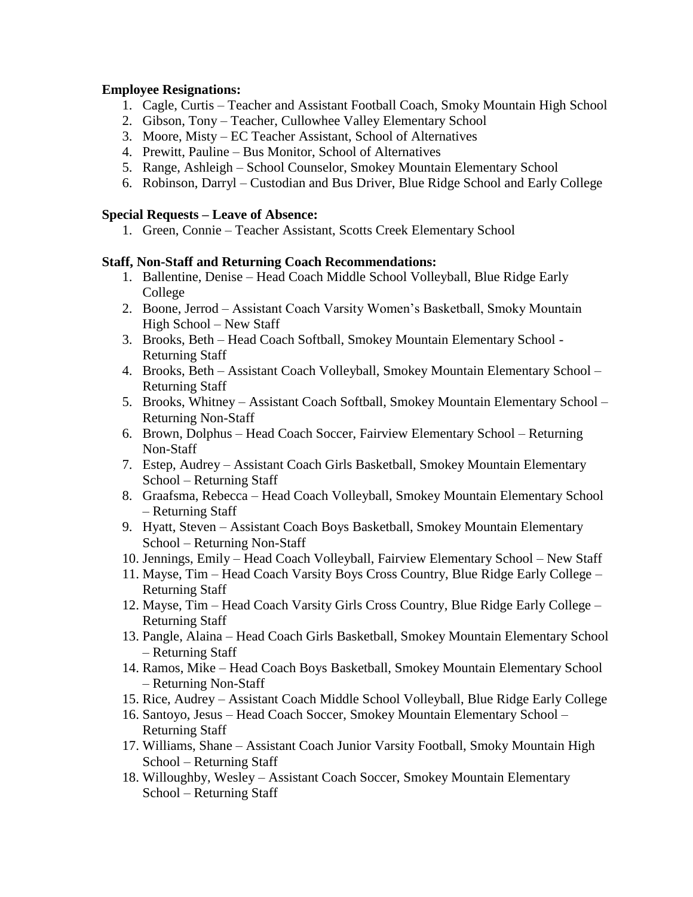**Employee Resignations:**

1. Cagle, Curtis – Teacher and Assistant Football Coach, Smoky Mountain High School
2. Gibson, Tony – Teacher, Cullowhee Valley Elementary School
3. Moore, Misty – EC Teacher Assistant, School of Alternatives
4. Prewitt, Pauline – Bus Monitor, School of Alternatives
5. Range, Ashleigh – School Counselor, Smokey Mountain Elementary School
6. Robinson, Darryl – Custodian and Bus Driver, Blue Ridge School and Early College

**Special Requests – Leave of Absence:**

1. Green, Connie – Teacher Assistant, Scotts Creek Elementary School

**Staff, Non-Staff and Returning Coach Recommendations:**

1. Ballentine, Denise – Head Coach Middle School Volleyball, Blue Ridge Early College
2. Boone, Jerrod – Assistant Coach Varsity Women's Basketball, Smoky Mountain High School – New Staff
3. Brooks, Beth – Head Coach Softball, Smokey Mountain Elementary School - Returning Staff
4. Brooks, Beth – Assistant Coach Volleyball, Smokey Mountain Elementary School – Returning Staff
5. Brooks, Whitney – Assistant Coach Softball, Smokey Mountain Elementary School – Returning Non-Staff
6. Brown, Dolphus – Head Coach Soccer, Fairview Elementary School – Returning Non-Staff
7. Estep, Audrey – Assistant Coach Girls Basketball, Smokey Mountain Elementary School – Returning Staff
8. Graafsma, Rebecca – Head Coach Volleyball, Smokey Mountain Elementary School – Returning Staff
9. Hyatt, Steven – Assistant Coach Boys Basketball, Smokey Mountain Elementary School – Returning Non-Staff
10. Jennings, Emily – Head Coach Volleyball, Fairview Elementary School – New Staff
11. Mayse, Tim – Head Coach Varsity Boys Cross Country, Blue Ridge Early College – Returning Staff
12. Mayse, Tim – Head Coach Varsity Girls Cross Country, Blue Ridge Early College – Returning Staff
13. Pangle, Alaina – Head Coach Girls Basketball, Smokey Mountain Elementary School – Returning Staff
14. Ramos, Mike – Head Coach Boys Basketball, Smokey Mountain Elementary School – Returning Non-Staff
15. Rice, Audrey – Assistant Coach Middle School Volleyball, Blue Ridge Early College
16. Santoyo, Jesus – Head Coach Soccer, Smokey Mountain Elementary School – Returning Staff
17. Williams, Shane – Assistant Coach Junior Varsity Football, Smoky Mountain High School – Returning Staff
18. Willoughby, Wesley – Assistant Coach Soccer, Smokey Mountain Elementary School – Returning Staff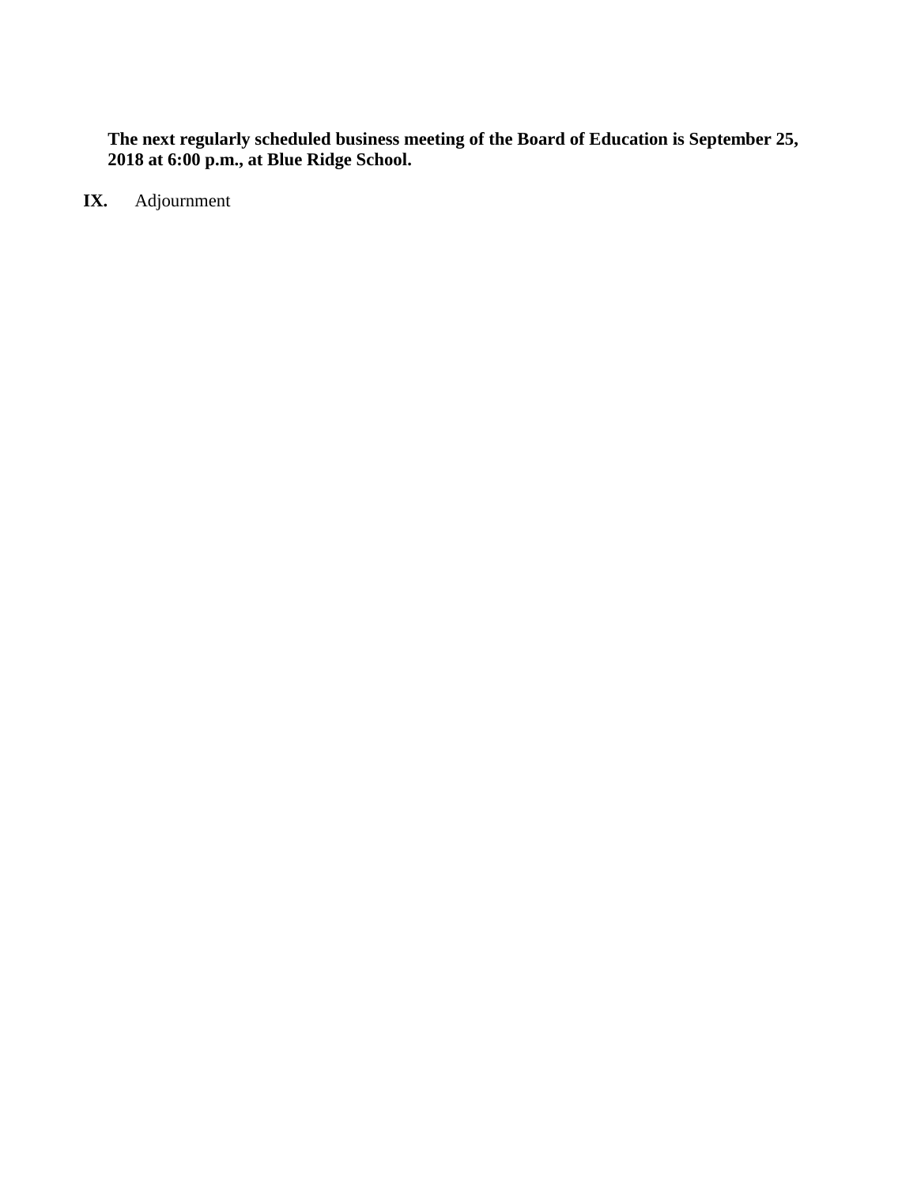**The next regularly scheduled business meeting of the Board of Education is September 25, 2018 at 6:00 p.m., at Blue Ridge School.**

**IX.** Adjournment